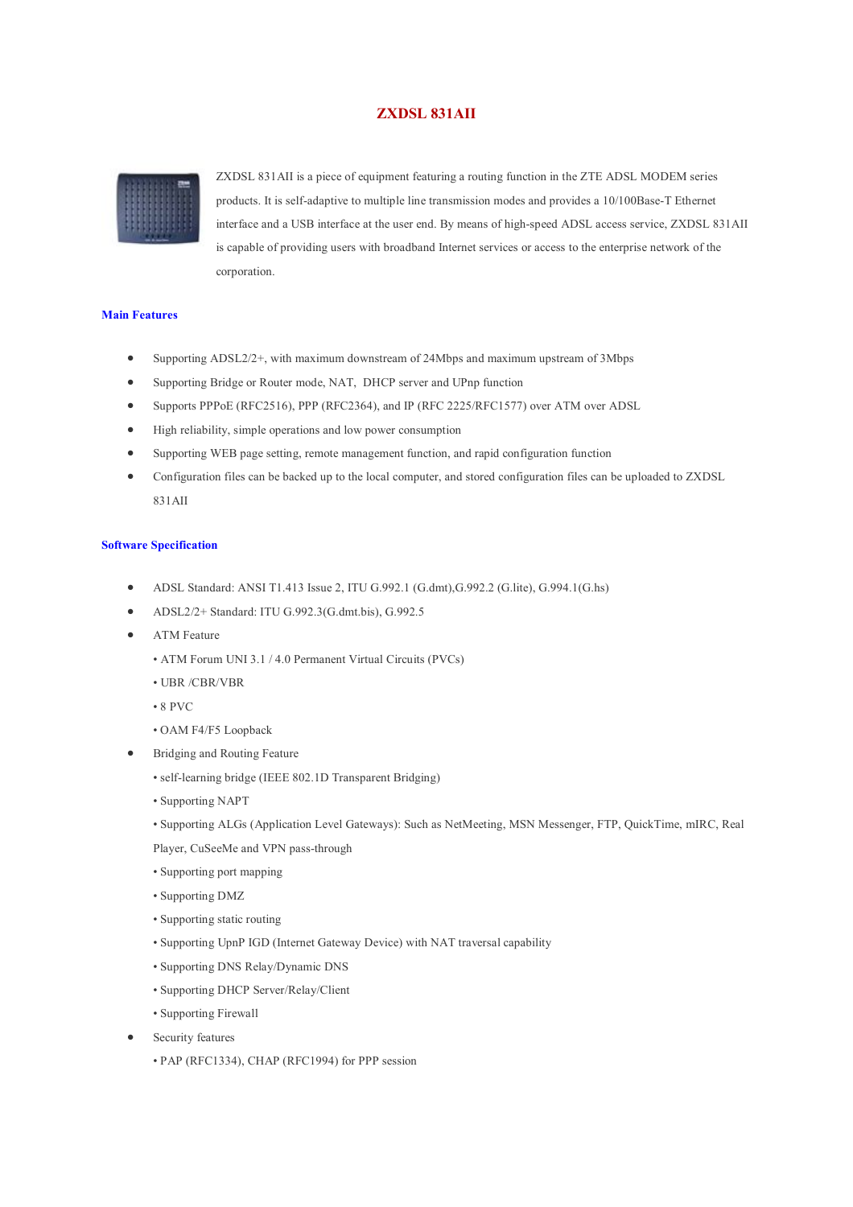# ZXDSL 831AII

ZXDSL 831AII is a piece of equipment featuring a routing function in the ZTE ADSL MODEM series products. It is self-adaptive to multiple line transmission modes and provides a 10/100Base-T Ethernet interface and a USB interface at the user end. By means of high-speed ADSL access service, ZXDSL 831AII is capable of providing users with broadband Internet services or access to the enterprise network of the corporation.

## Main Features

- Supporting ADSL2/2+, with maximum downstream of 24Mbps and maximum upstream of 3Mbps
- Supporting Bridge or Router mode, NAT, DHCP server and UPnp function
- Supports PPPoE (RFC2516), PPP (RFC2364), and IP (RFC 2225/RFC1577) over ATM over ADSL
- High reliability, simple operations and low power consumption
- Supporting WEB page setting, remote management function, and rapid configuration function
- Configuration files can be backed up to the local computer, and stored configuration files can be uploaded to ZXDSL 831AII

## Software Specification

- ADSL Standard: ANSI T1.413 Issue 2, ITU G.992.1 (G.dmt),G.992.2 (G.lite), G.994.1(G.hs)
- ADSL2/2+ Standard: ITU G.992.3(G.dmt.bis), G.992.5
- ATM Feature
  - ATM Forum UNI 3.1 / 4.0 Permanent Virtual Circuits (PVCs)
  - UBR /CBR/VBR
  - 8 PVC
  - OAM F4/F5 Loopback
- Bridging and Routing Feature
  - self-learning bridge (IEEE 802.1D Transparent Bridging)
  - Supporting NAPT
  - Supporting ALGs (Application Level Gateways): Such as NetMeeting, MSN Messenger, FTP, QuickTime, mIRC, Real Player, CuSeeMe and VPN pass-through
  - Supporting port mapping
  - Supporting DMZ
  - Supporting static routing
  - Supporting UpnP IGD (Internet Gateway Device) with NAT traversal capability
  - Supporting DNS Relay/Dynamic DNS
  - Supporting DHCP Server/Relay/Client
  - Supporting Firewall
- Security features
  - PAP (RFC1334), CHAP (RFC1994) for PPP session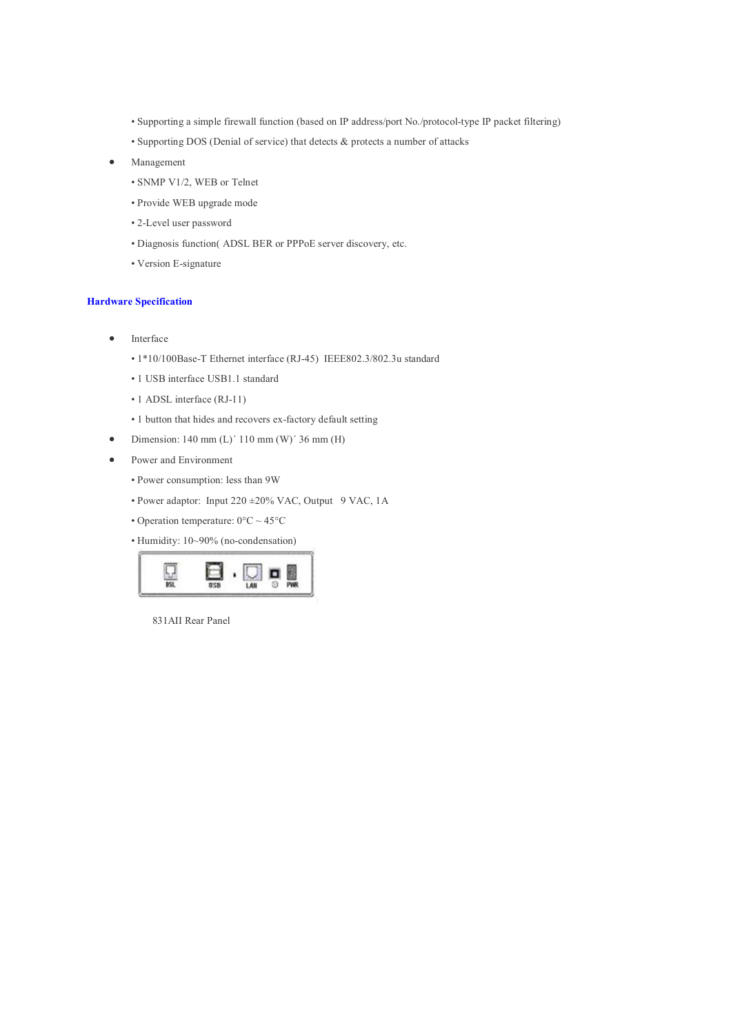- Supporting a simple firewall function (based on IP address/port No./protocol-type IP packet filtering)
- Supporting DOS (Denial of service) that detects & protects a number of attacks

- Management
  - SNMP V1/2, WEB or Telnet
  - Provide WEB upgrade mode
  - 2-Level user password
  - Diagnosis function( ADSL BER or PPPoE server discovery, etc.
  - Version E-signature

### Hardware Specification

- Interface
  - 1*10/100Base-T Ethernet interface (RJ-45) IEEE802.3/802.3u standard
  - 1 USB interface USB1.1 standard
  - 1 ADSL interface (RJ-11)
  - 1 button that hides and recovers ex-factory default setting
- Dimension: 140 mm (L)´ 110 mm (W)´ 36 mm (H)
- Power and Environment
  - Power consumption: less than 9W
  - Power adaptor: Input 220 ±20% VAC, Output 9 VAC, 1A
  - Operation temperature: 0°C ~ 45°C
  - Humidity: 10~90% (no-condensation)

DSL USB LAN PWR

831AII Rear Panel